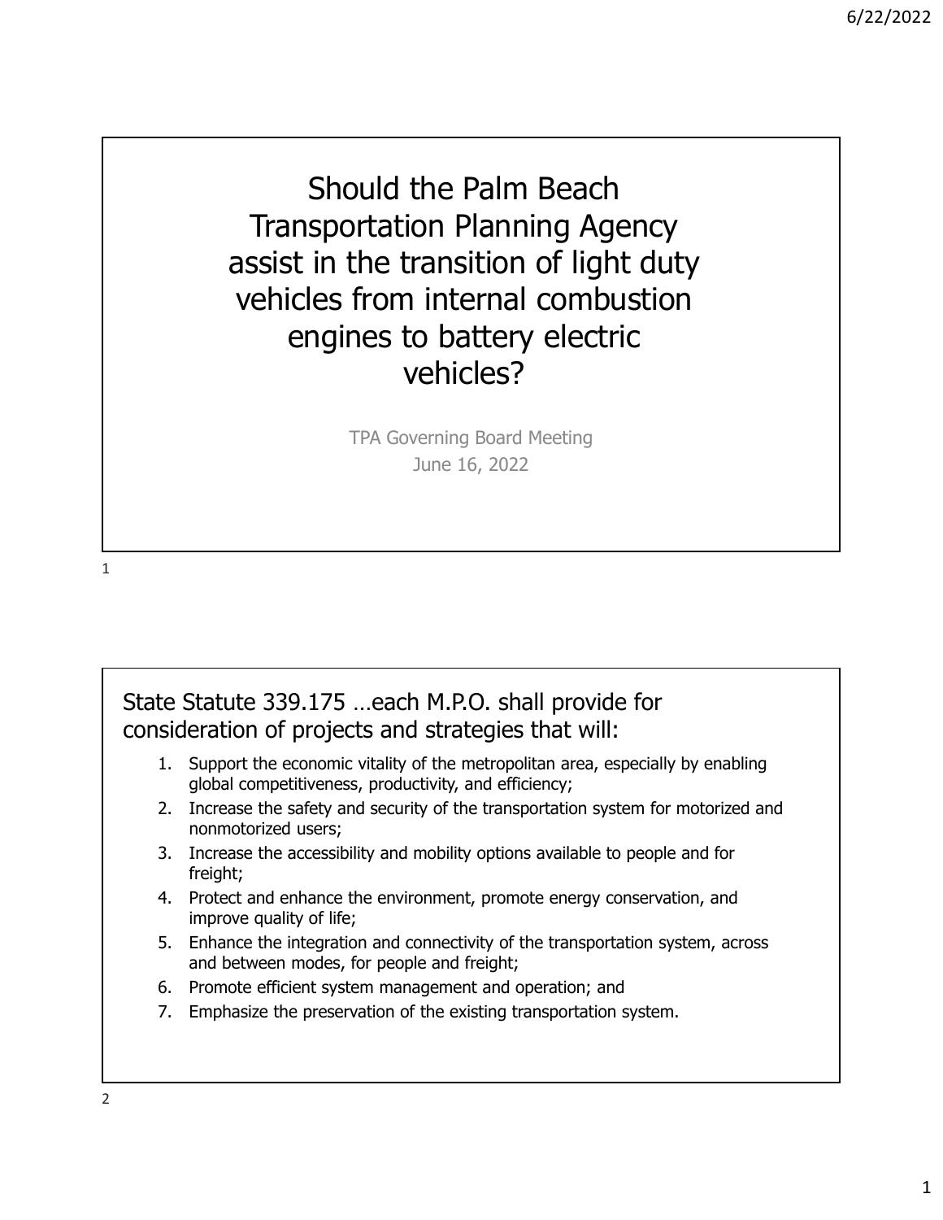# Should the Palm Beach Transportation Planning Agency assist in the transition of light duty vehicles from internal combustion engines to battery electric vehicles?

TPA Governing Board Meeting
June 16, 2022

---

## State Statute 339.175 …each M.P.O. shall provide for consideration of projects and strategies that will:

1. Support the economic vitality of the metropolitan area, especially by enabling global competitiveness, productivity, and efficiency;
2. Increase the safety and security of the transportation system for motorized and nonmotorized users;
3. Increase the accessibility and mobility options available to people and for freight;
4. Protect and enhance the environment, promote energy conservation, and improve quality of life;
5. Enhance the integration and connectivity of the transportation system, across and between modes, for people and freight;
6. Promote efficient system management and operation; and
7. Emphasize the preservation of the existing transportation system.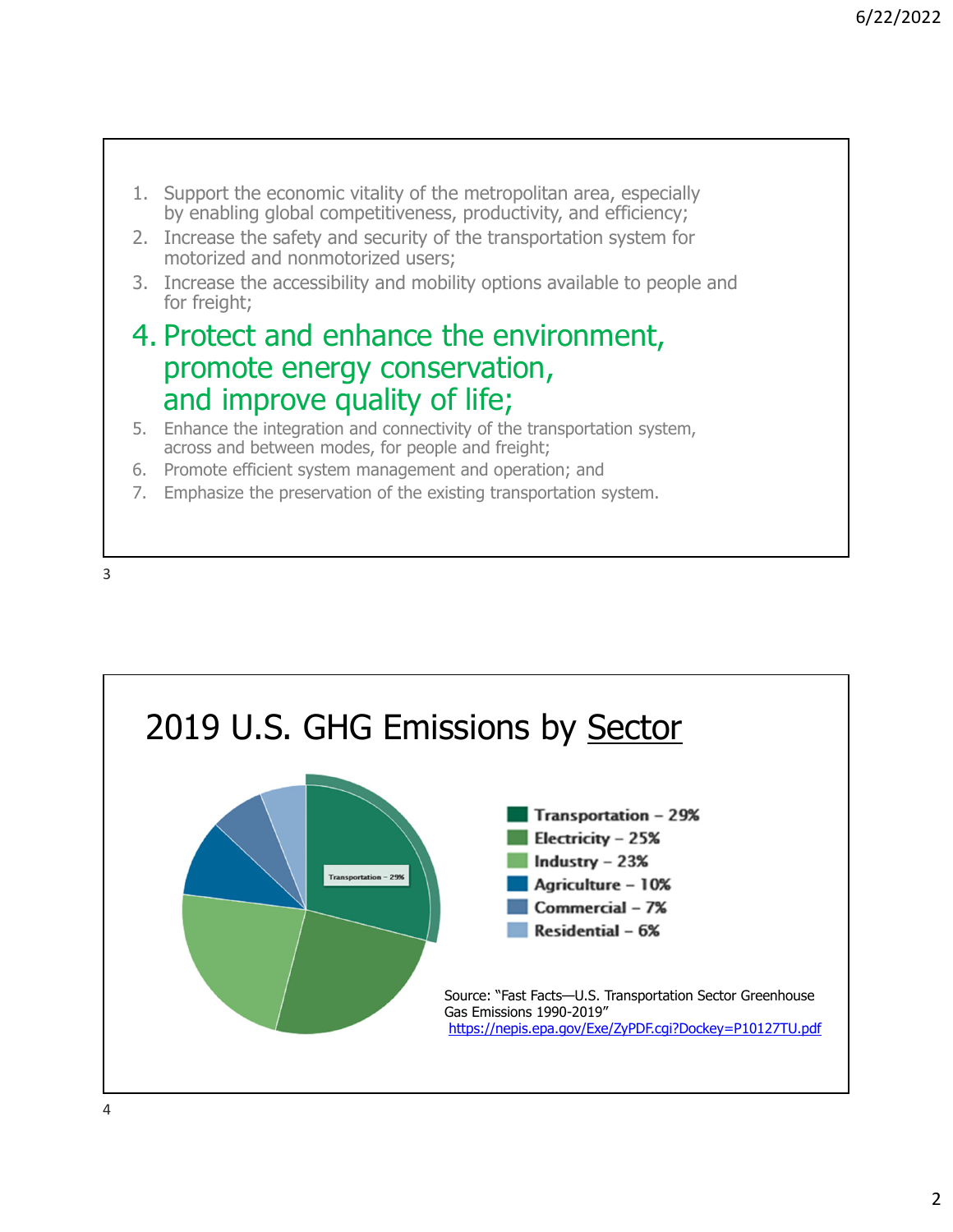1. Support the economic vitality of the metropolitan area, especially by enabling global competitiveness, productivity, and efficiency;
2. Increase the safety and security of the transportation system for motorized and nonmotorized users;
3. Increase the accessibility and mobility options available to people and for freight;
4. **Protect and enhance the environment, promote energy conservation, and improve quality of life;**
5. Enhance the integration and connectivity of the transportation system, across and between modes, for people and freight;
6. Promote efficient system management and operation; and
7. Emphasize the preservation of the existing transportation system.

# 2019 U.S. GHG Emissions by Sector

- Transportation – 29%
- Electricity – 25%
- Industry – 23%
- Agriculture – 10%
- Commercial – 7%
- Residential – 6%

Source: "Fast Facts—U.S. Transportation Sector Greenhouse Gas Emissions 1990-2019" https://nepis.epa.gov/Exe/ZyPDF.cgi?Dockey=P10127TU.pdf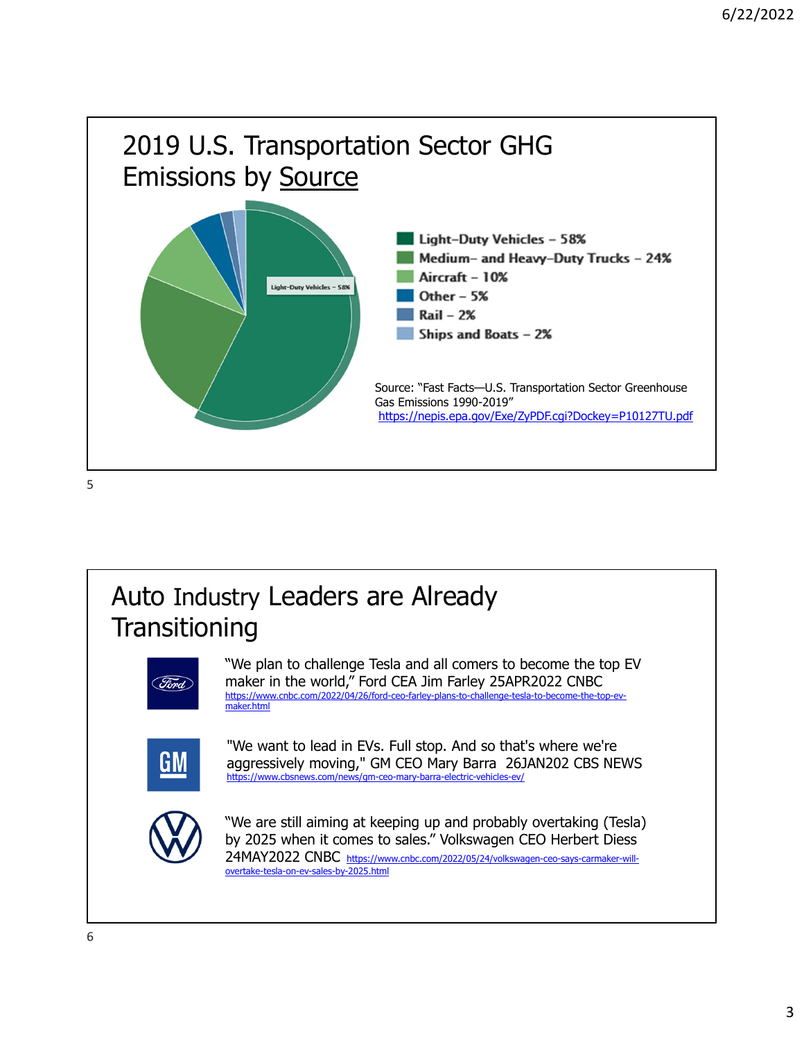## 2019 U.S. Transportation Sector GHG Emissions by Source

- Light-Duty Vehicles – 58%
- Medium- and Heavy-Duty Trucks – 24%
- Aircraft – 10%
- Other – 5%
- Rail – 2%
- Ships and Boats – 2%

Source: "Fast Facts—U.S. Transportation Sector Greenhouse Gas Emissions 1990-2019" https://nepis.epa.gov/Exe/ZyPDF.cgi?Dockey=P10127TU.pdf

## Auto Industry Leaders are Already Transitioning

"We plan to challenge Tesla and all comers to become the top EV maker in the world," Ford CEA Jim Farley 25APR2022 CNBC https://www.cnbc.com/2022/04/26/ford-ceo-farley-plans-to-challenge-tesla-to-become-the-top-ev-maker.html

"We want to lead in EVs. Full stop. And so that's where we're aggressively moving," GM CEO Mary Barra 26JAN202 CBS NEWS https://www.cbsnews.com/news/gm-ceo-mary-barra-electric-vehicles-ev/

"We are still aiming at keeping up and probably overtaking (Tesla) by 2025 when it comes to sales." Volkswagen CEO Herbert Diess 24MAY2022 CNBC https://www.cnbc.com/2022/05/24/volkswagen-ceo-says-carmaker-will-overtake-tesla-on-ev-sales-by-2025.html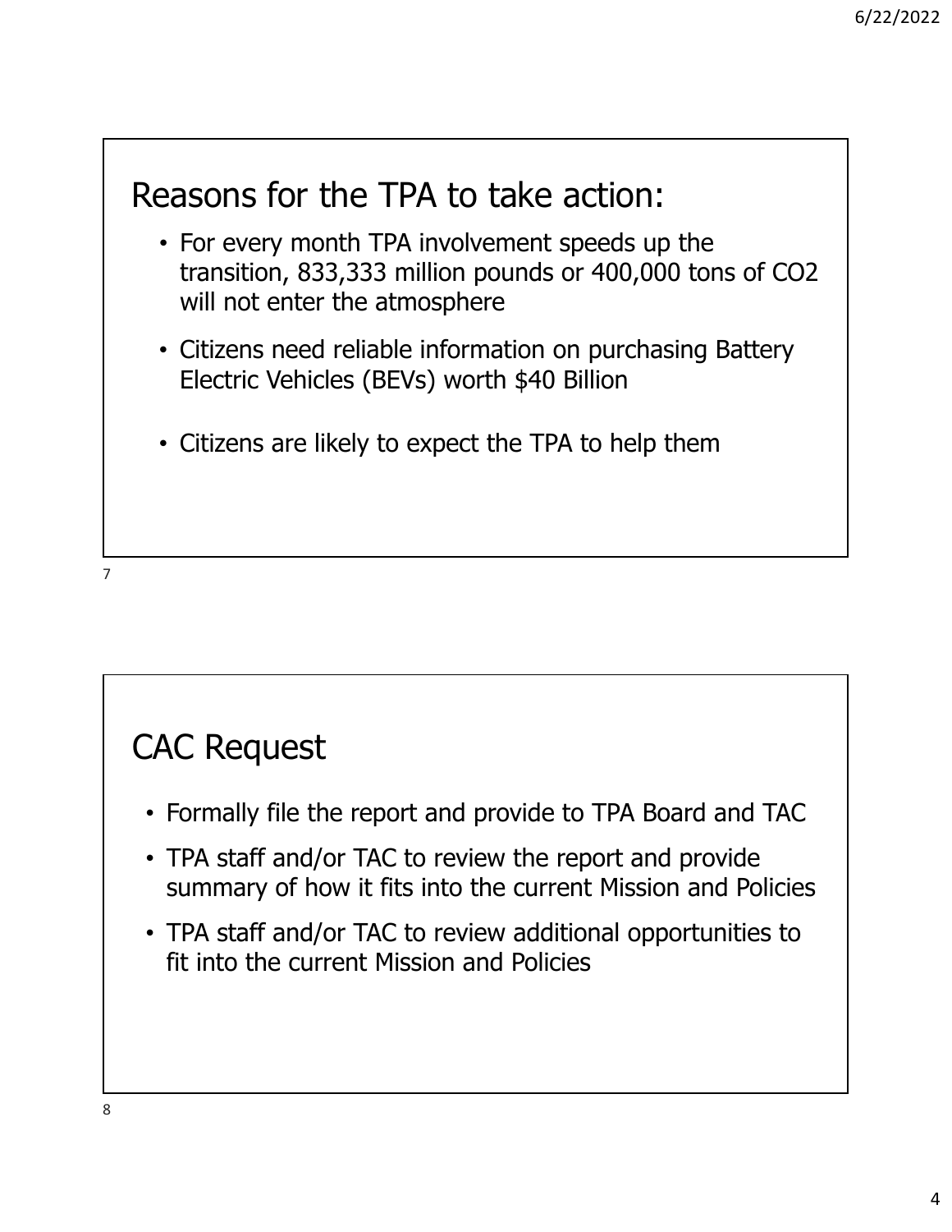## Reasons for the TPA to take action:

- For every month TPA involvement speeds up the transition, 833,333 million pounds or 400,000 tons of $CO_2$ will not enter the atmosphere
- Citizens need reliable information on purchasing Battery Electric Vehicles (BEVs) worth $40 Billion
- Citizens are likely to expect the TPA to help them

## CAC Request

- Formally file the report and provide to TPA Board and TAC
- TPA staff and/or TAC to review the report and provide summary of how it fits into the current Mission and Policies
- TPA staff and/or TAC to review additional opportunities to fit into the current Mission and Policies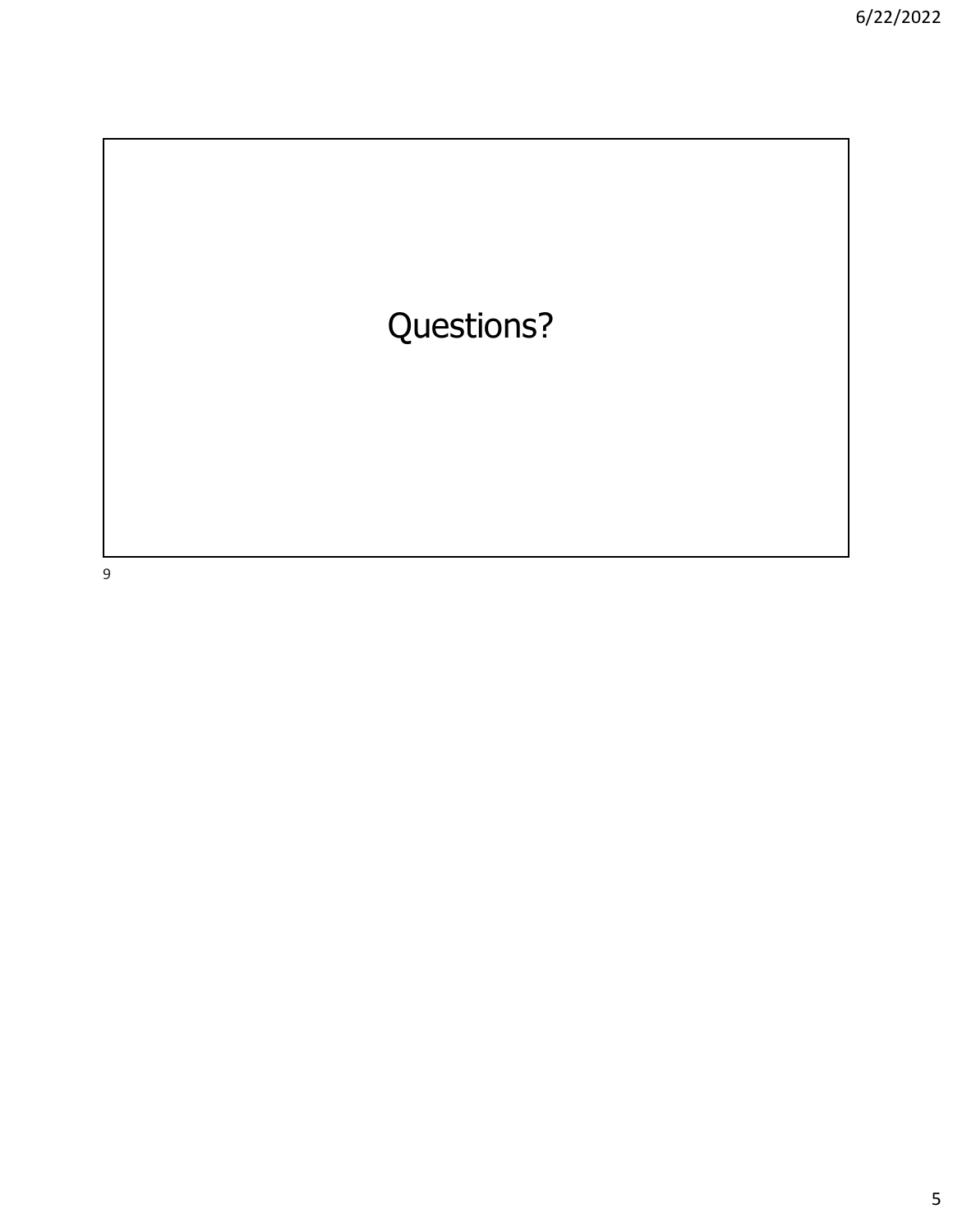Questions?